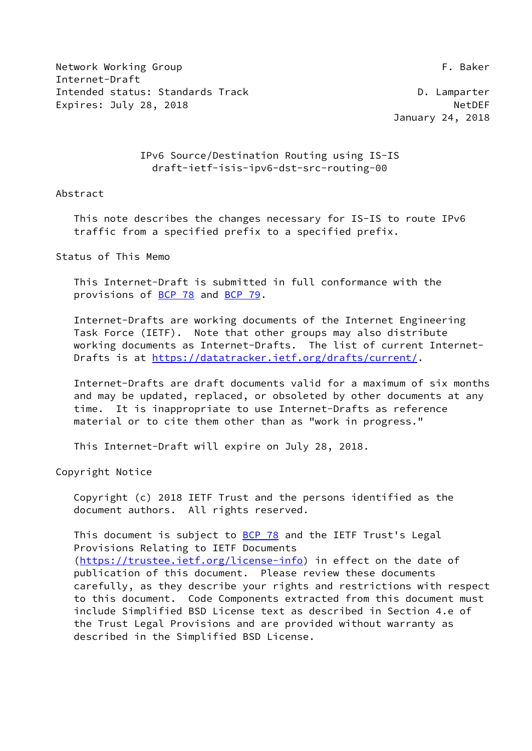Network Working Group F. Baker
Internet-Draft
Intended status: Standards Track D. Lamparter
Expires: July 28, 2018 NetDEF
January 24, 2018

# IPv6 Source/Destination Routing using IS-IS
draft-ietf-isis-ipv6-dst-src-routing-00

## Abstract

This note describes the changes necessary for IS-IS to route IPv6 traffic from a specified prefix to a specified prefix.

## Status of This Memo

This Internet-Draft is submitted in full conformance with the provisions of BCP 78 and BCP 79.

Internet-Drafts are working documents of the Internet Engineering Task Force (IETF). Note that other groups may also distribute working documents as Internet-Drafts. The list of current Internet-Drafts is at https://datatracker.ietf.org/drafts/current/.

Internet-Drafts are draft documents valid for a maximum of six months and may be updated, replaced, or obsoleted by other documents at any time. It is inappropriate to use Internet-Drafts as reference material or to cite them other than as "work in progress."

This Internet-Draft will expire on July 28, 2018.

## Copyright Notice

Copyright (c) 2018 IETF Trust and the persons identified as the document authors. All rights reserved.

This document is subject to BCP 78 and the IETF Trust's Legal Provisions Relating to IETF Documents (https://trustee.ietf.org/license-info) in effect on the date of publication of this document. Please review these documents carefully, as they describe your rights and restrictions with respect to this document. Code Components extracted from this document must include Simplified BSD License text as described in Section 4.e of the Trust Legal Provisions and are provided without warranty as described in the Simplified BSD License.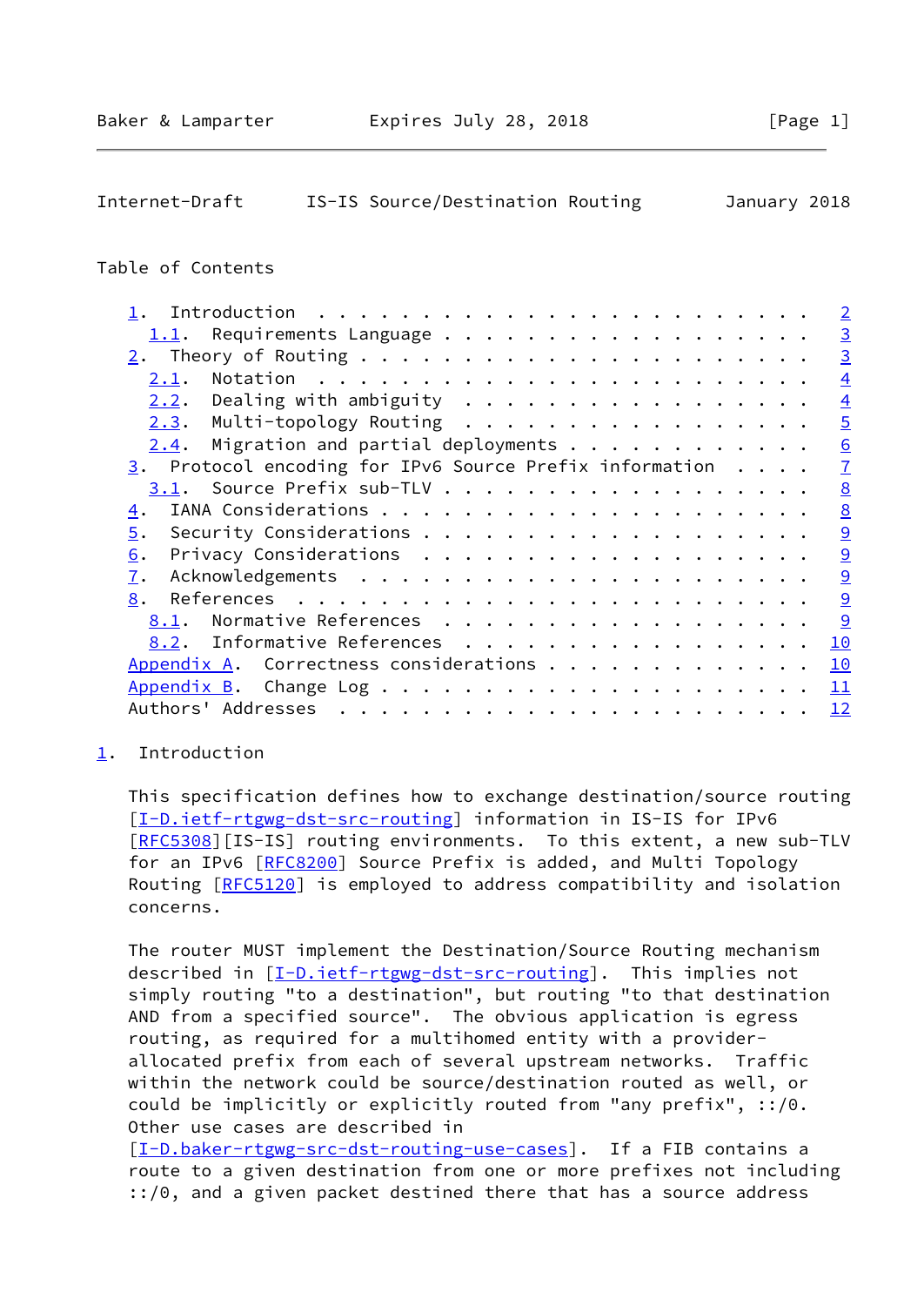Table of Contents

- 1. Introduction . . . . . . . . . . . . . . . . . . . . . . . . 2
  - 1.1. Requirements Language . . . . . . . . . . . . . . . . . . 3
- 2. Theory of Routing . . . . . . . . . . . . . . . . . . . . . . 3
  - 2.1. Notation . . . . . . . . . . . . . . . . . . . . . . . . 4
  - 2.2. Dealing with ambiguity . . . . . . . . . . . . . . . . . 4
  - 2.3. Multi-topology Routing . . . . . . . . . . . . . . . . . 5
  - 2.4. Migration and partial deployments . . . . . . . . . . . . 6
- 3. Protocol encoding for IPv6 Source Prefix information . . . . 7
  - 3.1. Source Prefix sub-TLV . . . . . . . . . . . . . . . . . . 8
- 4. IANA Considerations . . . . . . . . . . . . . . . . . . . . . 8
- 5. Security Considerations . . . . . . . . . . . . . . . . . . . 9
- 6. Privacy Considerations . . . . . . . . . . . . . . . . . . . 9
- 7. Acknowledgements . . . . . . . . . . . . . . . . . . . . . . 9
- 8. References . . . . . . . . . . . . . . . . . . . . . . . . . 9
  - 8.1. Normative References . . . . . . . . . . . . . . . . . . 9
  - 8.2. Informative References . . . . . . . . . . . . . . . . . 10
- Appendix A. Correctness considerations . . . . . . . . . . . . . 10
- Appendix B. Change Log . . . . . . . . . . . . . . . . . . . . . 11
- Authors' Addresses . . . . . . . . . . . . . . . . . . . . . . . 12

# 1. Introduction

This specification defines how to exchange destination/source routing [I-D.ietf-rtgwg-dst-src-routing] information in IS-IS for IPv6 [RFC5308][IS-IS] routing environments. To this extent, a new sub-TLV for an IPv6 [RFC8200] Source Prefix is added, and Multi Topology Routing [RFC5120] is employed to address compatibility and isolation concerns.

The router MUST implement the Destination/Source Routing mechanism described in [I-D.ietf-rtgwg-dst-src-routing]. This implies not simply routing "to a destination", but routing "to that destination AND from a specified source". The obvious application is egress routing, as required for a multihomed entity with a provider-allocated prefix from each of several upstream networks. Traffic within the network could be source/destination routed as well, or could be implicitly or explicitly routed from "any prefix", ::/0. Other use cases are described in [I-D.baker-rtgwg-src-dst-routing-use-cases]. If a FIB contains a route to a given destination from one or more prefixes not including ::/0, and a given packet destined there that has a source address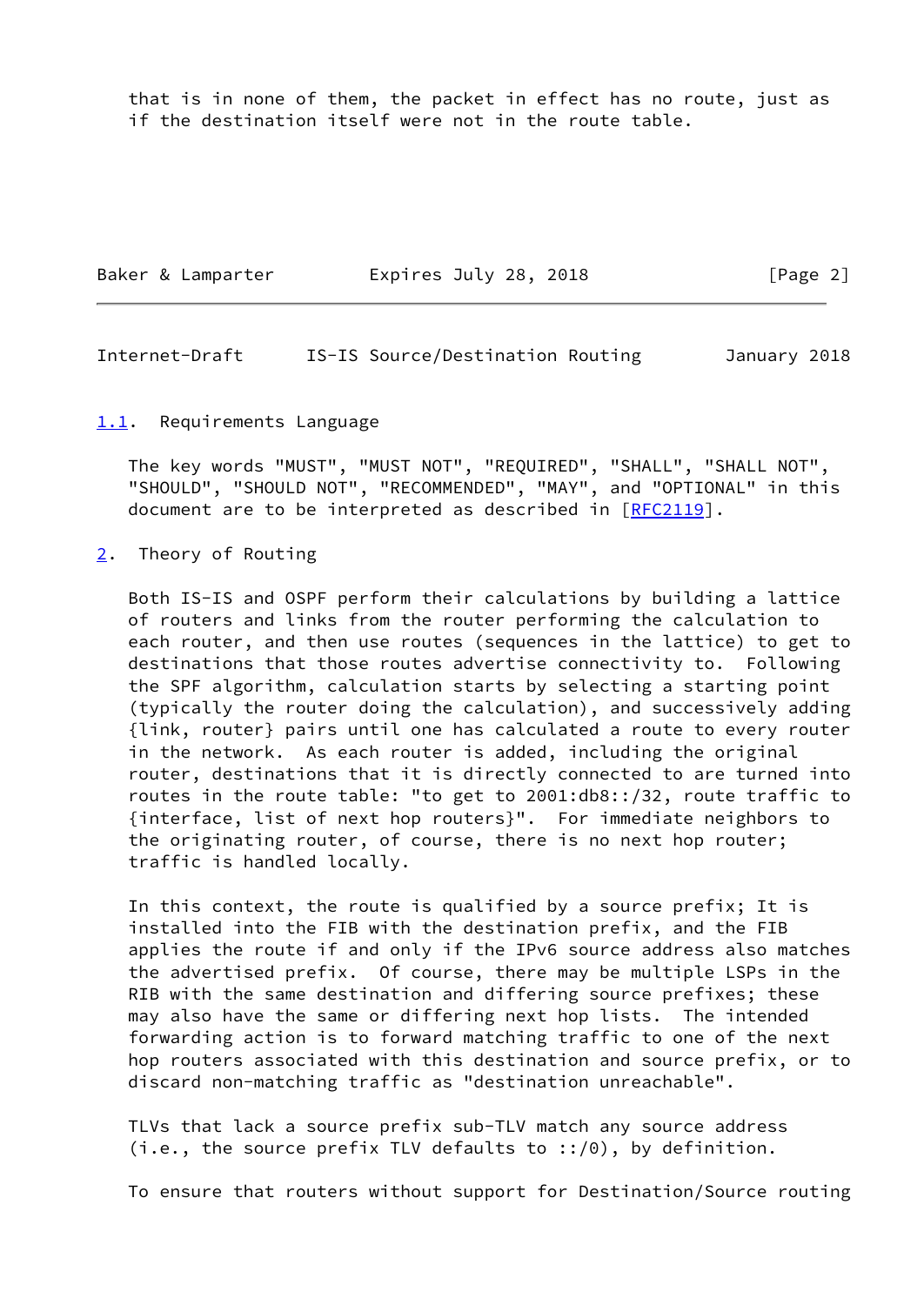that is in none of them, the packet in effect has no route, just as if the destination itself were not in the route table.

### 1.1. Requirements Language

The key words "MUST", "MUST NOT", "REQUIRED", "SHALL", "SHALL NOT", "SHOULD", "SHOULD NOT", "RECOMMENDED", "MAY", and "OPTIONAL" in this document are to be interpreted as described in [RFC2119].

## 2. Theory of Routing

Both IS-IS and OSPF perform their calculations by building a lattice of routers and links from the router performing the calculation to each router, and then use routes (sequences in the lattice) to get to destinations that those routes advertise connectivity to. Following the SPF algorithm, calculation starts by selecting a starting point (typically the router doing the calculation), and successively adding {link, router} pairs until one has calculated a route to every router in the network. As each router is added, including the original router, destinations that it is directly connected to are turned into routes in the route table: "to get to 2001:db8::/32, route traffic to {interface, list of next hop routers}". For immediate neighbors to the originating router, of course, there is no next hop router; traffic is handled locally.

In this context, the route is qualified by a source prefix; It is installed into the FIB with the destination prefix, and the FIB applies the route if and only if the IPv6 source address also matches the advertised prefix. Of course, there may be multiple LSPs in the RIB with the same destination and differing source prefixes; these may also have the same or differing next hop lists. The intended forwarding action is to forward matching traffic to one of the next hop routers associated with this destination and source prefix, or to discard non-matching traffic as "destination unreachable".

TLVs that lack a source prefix sub-TLV match any source address (i.e., the source prefix TLV defaults to ::/0), by definition.

To ensure that routers without support for Destination/Source routing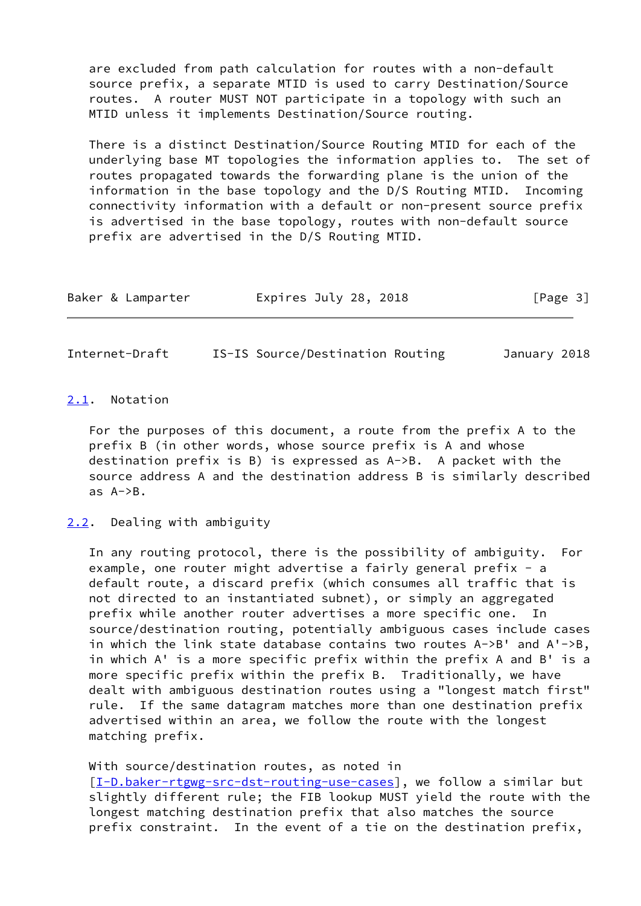are excluded from path calculation for routes with a non-default source prefix, a separate MTID is used to carry Destination/Source routes. A router MUST NOT participate in a topology with such an MTID unless it implements Destination/Source routing.

There is a distinct Destination/Source Routing MTID for each of the underlying base MT topologies the information applies to. The set of routes propagated towards the forwarding plane is the union of the information in the base topology and the D/S Routing MTID. Incoming connectivity information with a default or non-present source prefix is advertised in the base topology, routes with non-default source prefix are advertised in the D/S Routing MTID.

### 2.1. Notation

For the purposes of this document, a route from the prefix A to the prefix B (in other words, whose source prefix is A and whose destination prefix is B) is expressed as A->B. A packet with the source address A and the destination address B is similarly described as A->B.

### 2.2. Dealing with ambiguity

In any routing protocol, there is the possibility of ambiguity. For example, one router might advertise a fairly general prefix - a default route, a discard prefix (which consumes all traffic that is not directed to an instantiated subnet), or simply an aggregated prefix while another router advertises a more specific one. In source/destination routing, potentially ambiguous cases include cases in which the link state database contains two routes A->B' and A'->B, in which A' is a more specific prefix within the prefix A and B' is a more specific prefix within the prefix B. Traditionally, we have dealt with ambiguous destination routes using a "longest match first" rule. If the same datagram matches more than one destination prefix advertised within an area, we follow the route with the longest matching prefix.

With source/destination routes, as noted in [I-D.baker-rtgwg-src-dst-routing-use-cases], we follow a similar but slightly different rule; the FIB lookup MUST yield the route with the longest matching destination prefix that also matches the source prefix constraint. In the event of a tie on the destination prefix,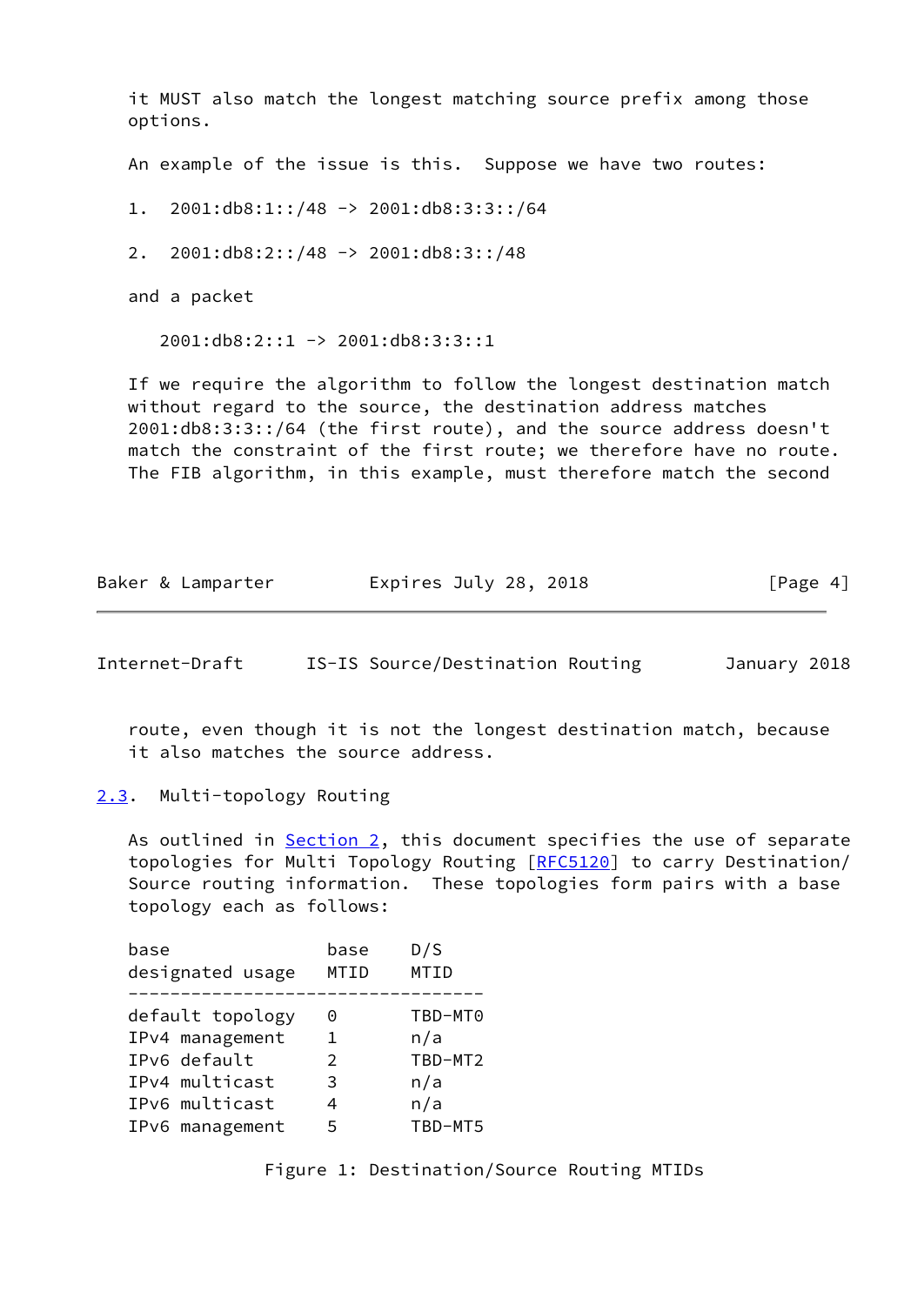it MUST also match the longest matching source prefix among those options.

An example of the issue is this. Suppose we have two routes:

1. 2001:db8:1::/48 -> 2001:db8:3:3::/64

2. 2001:db8:2::/48 -> 2001:db8:3::/48

and a packet

```
2001:db8:2::1 -> 2001:db8:3:3::1
```

If we require the algorithm to follow the longest destination match without regard to the source, the destination address matches 2001:db8:3:3::/64 (the first route), and the source address doesn't match the constraint of the first route; we therefore have no route. The FIB algorithm, in this example, must therefore match the second route, even though it is not the longest destination match, because it also matches the source address.

### 2.3. Multi-topology Routing

As outlined in Section 2, this document specifies the use of separate topologies for Multi Topology Routing [RFC5120] to carry Destination/Source routing information. These topologies form pairs with a base topology each as follows:

| base designated usage | base MTID | D/S MTID |
|---|---|---|
| default topology | 0 | TBD-MT0 |
| IPv4 management | 1 | n/a |
| IPv6 default | 2 | TBD-MT2 |
| IPv4 multicast | 3 | n/a |
| IPv6 multicast | 4 | n/a |
| IPv6 management | 5 | TBD-MT5 |

Figure 1: Destination/Source Routing MTIDs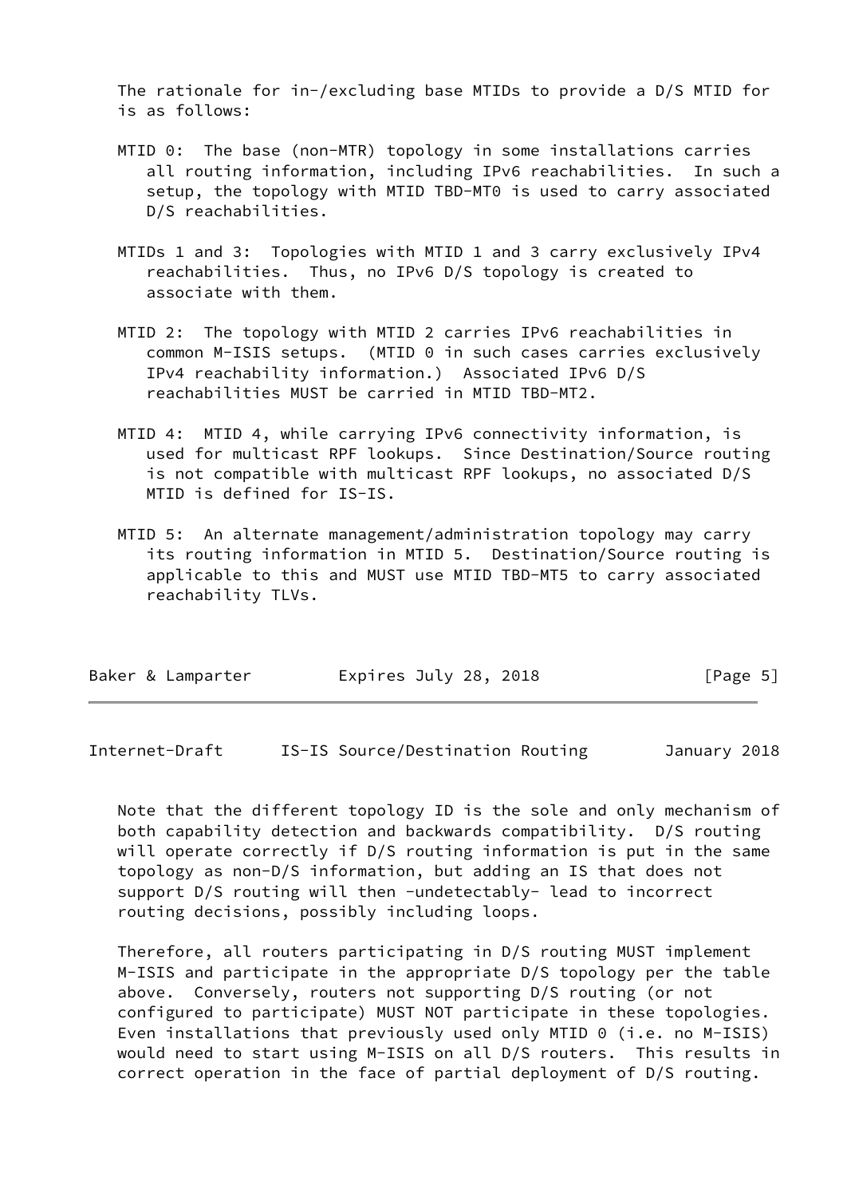The rationale for in-/excluding base MTIDs to provide a D/S MTID for is as follows:

MTID 0: The base (non-MTR) topology in some installations carries all routing information, including IPv6 reachabilities. In such a setup, the topology with MTID TBD-MT0 is used to carry associated D/S reachabilities.

MTIDs 1 and 3: Topologies with MTID 1 and 3 carry exclusively IPv4 reachabilities. Thus, no IPv6 D/S topology is created to associate with them.

MTID 2: The topology with MTID 2 carries IPv6 reachabilities in common M-ISIS setups. (MTID 0 in such cases carries exclusively IPv4 reachability information.) Associated IPv6 D/S reachabilities MUST be carried in MTID TBD-MT2.

MTID 4: MTID 4, while carrying IPv6 connectivity information, is used for multicast RPF lookups. Since Destination/Source routing is not compatible with multicast RPF lookups, no associated D/S MTID is defined for IS-IS.

MTID 5: An alternate management/administration topology may carry its routing information in MTID 5. Destination/Source routing is applicable to this and MUST use MTID TBD-MT5 to carry associated reachability TLVs.

Note that the different topology ID is the sole and only mechanism of both capability detection and backwards compatibility. D/S routing will operate correctly if D/S routing information is put in the same topology as non-D/S information, but adding an IS that does not support D/S routing will then -undetectably- lead to incorrect routing decisions, possibly including loops.

Therefore, all routers participating in D/S routing MUST implement M-ISIS and participate in the appropriate D/S topology per the table above. Conversely, routers not supporting D/S routing (or not configured to participate) MUST NOT participate in these topologies. Even installations that previously used only MTID 0 (i.e. no M-ISIS) would need to start using M-ISIS on all D/S routers. This results in correct operation in the face of partial deployment of D/S routing.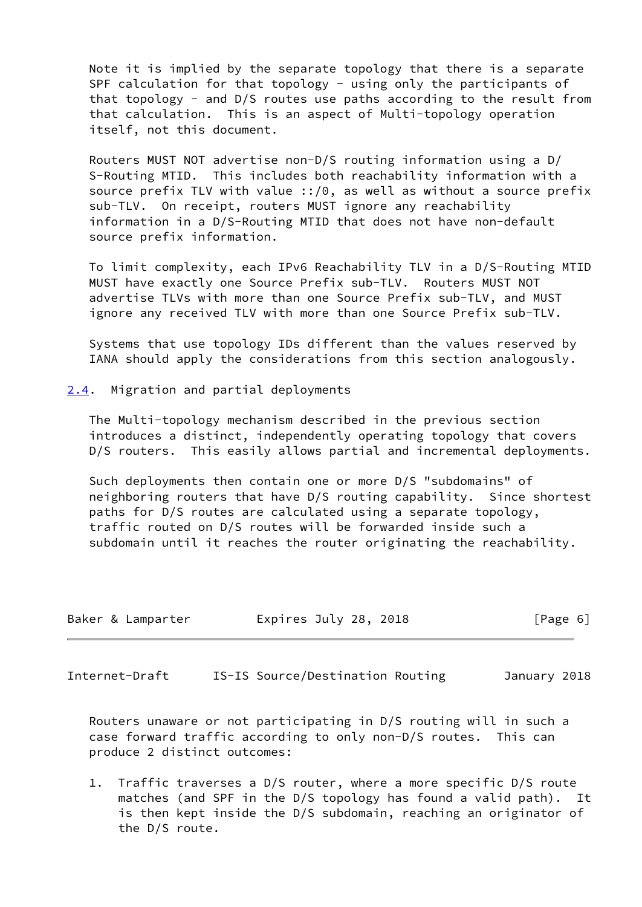Note it is implied by the separate topology that there is a separate SPF calculation for that topology - using only the participants of that topology - and D/S routes use paths according to the result from that calculation. This is an aspect of Multi-topology operation itself, not this document.

Routers MUST NOT advertise non-D/S routing information using a D/S-Routing MTID. This includes both reachability information with a source prefix TLV with value ::/0, as well as without a source prefix sub-TLV. On receipt, routers MUST ignore any reachability information in a D/S-Routing MTID that does not have non-default source prefix information.

To limit complexity, each IPv6 Reachability TLV in a D/S-Routing MTID MUST have exactly one Source Prefix sub-TLV. Routers MUST NOT advertise TLVs with more than one Source Prefix sub-TLV, and MUST ignore any received TLV with more than one Source Prefix sub-TLV.

Systems that use topology IDs different than the values reserved by IANA should apply the considerations from this section analogously.

## 2.4. Migration and partial deployments

The Multi-topology mechanism described in the previous section introduces a distinct, independently operating topology that covers D/S routers. This easily allows partial and incremental deployments.

Such deployments then contain one or more D/S "subdomains" of neighboring routers that have D/S routing capability. Since shortest paths for D/S routes are calculated using a separate topology, traffic routed on D/S routes will be forwarded inside such a subdomain until it reaches the router originating the reachability.

Routers unaware or not participating in D/S routing will in such a case forward traffic according to only non-D/S routes. This can produce 2 distinct outcomes:

1. Traffic traverses a D/S router, where a more specific D/S route matches (and SPF in the D/S topology has found a valid path). It is then kept inside the D/S subdomain, reaching an originator of the D/S route.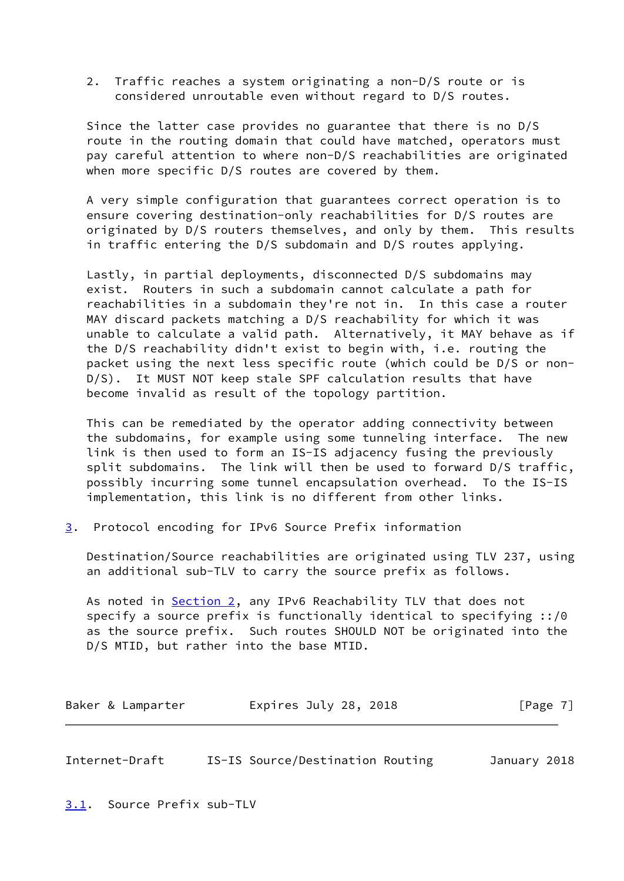2. Traffic reaches a system originating a non-D/S route or is considered unroutable even without regard to D/S routes.

Since the latter case provides no guarantee that there is no D/S route in the routing domain that could have matched, operators must pay careful attention to where non-D/S reachabilities are originated when more specific D/S routes are covered by them.

A very simple configuration that guarantees correct operation is to ensure covering destination-only reachabilities for D/S routes are originated by D/S routers themselves, and only by them. This results in traffic entering the D/S subdomain and D/S routes applying.

Lastly, in partial deployments, disconnected D/S subdomains may exist. Routers in such a subdomain cannot calculate a path for reachabilities in a subdomain they're not in. In this case a router MAY discard packets matching a D/S reachability for which it was unable to calculate a valid path. Alternatively, it MAY behave as if the D/S reachability didn't exist to begin with, i.e. routing the packet using the next less specific route (which could be D/S or non-D/S). It MUST NOT keep stale SPF calculation results that have become invalid as result of the topology partition.

This can be remediated by the operator adding connectivity between the subdomains, for example using some tunneling interface. The new link is then used to form an IS-IS adjacency fusing the previously split subdomains. The link will then be used to forward D/S traffic, possibly incurring some tunnel encapsulation overhead. To the IS-IS implementation, this link is no different from other links.

## 3. Protocol encoding for IPv6 Source Prefix information

Destination/Source reachabilities are originated using TLV 237, using an additional sub-TLV to carry the source prefix as follows.

As noted in Section 2, any IPv6 Reachability TLV that does not specify a source prefix is functionally identical to specifying ::/0 as the source prefix. Such routes SHOULD NOT be originated into the D/S MTID, but rather into the base MTID.

### 3.1. Source Prefix sub-TLV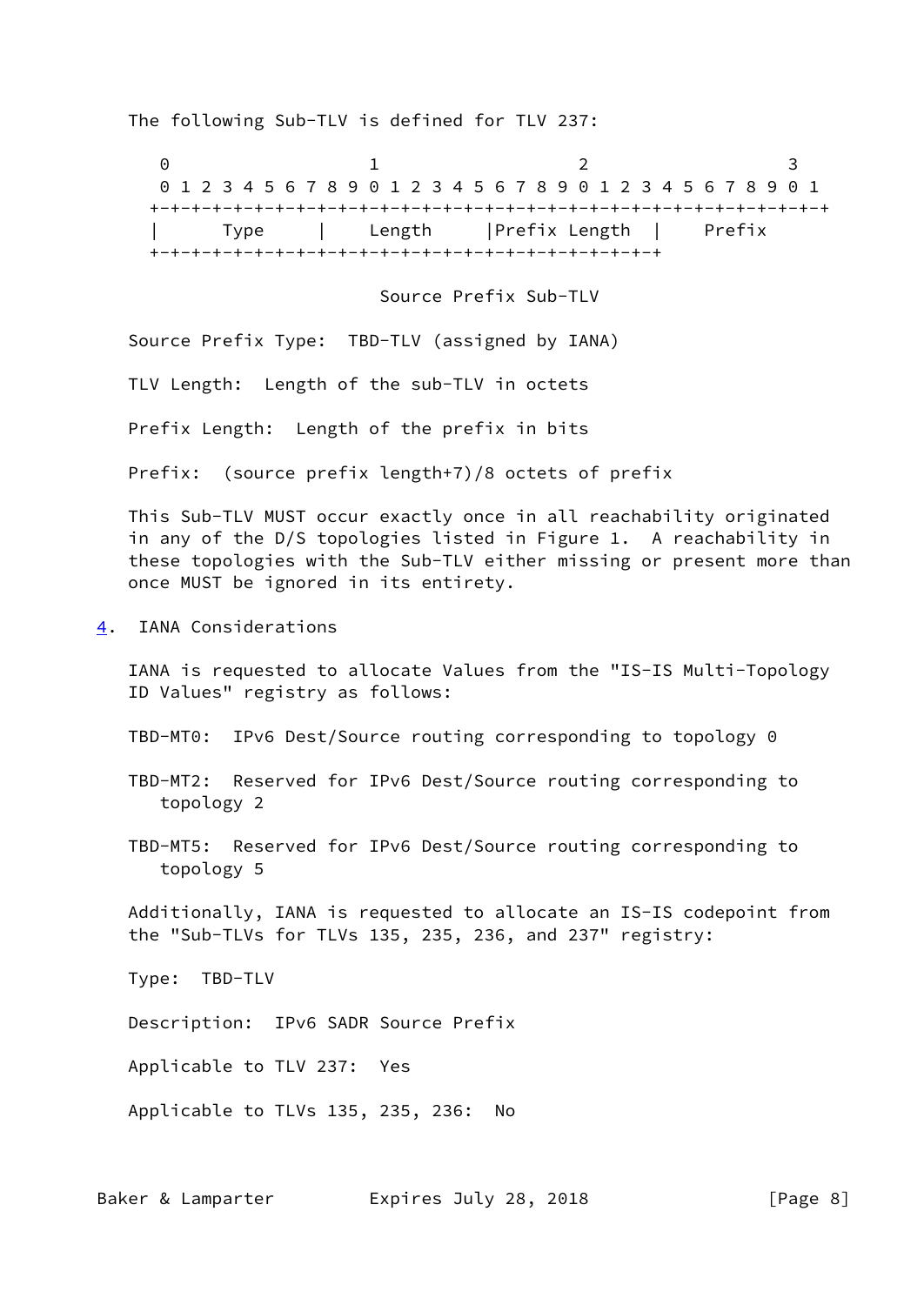The following Sub-TLV is defined for TLV 237:

```
 0                   1                   2                   3
 0 1 2 3 4 5 6 7 8 9 0 1 2 3 4 5 6 7 8 9 0 1 2 3 4 5 6 7 8 9 0 1
+-+-+-+-+-+-+-+-+-+-+-+-+-+-+-+-+-+-+-+-+-+-+-+-+-+-+-+-+-+-+-+-+
|      Type     |    Length     |Prefix Length  |    Prefix
+-+-+-+-+-+-+-+-+-+-+-+-+-+-+-+-+-+-+-+-+-+-+-+-+

                     Source Prefix Sub-TLV
```

Source Prefix Type: TBD-TLV (assigned by IANA)

TLV Length: Length of the sub-TLV in octets

Prefix Length: Length of the prefix in bits

Prefix: (source prefix length+7)/8 octets of prefix

This Sub-TLV MUST occur exactly once in all reachability originated in any of the D/S topologies listed in Figure 1. A reachability in these topologies with the Sub-TLV either missing or present more than once MUST be ignored in its entirety.

## 4. IANA Considerations

IANA is requested to allocate Values from the "IS-IS Multi-Topology ID Values" registry as follows:

TBD-MT0: IPv6 Dest/Source routing corresponding to topology 0

TBD-MT2: Reserved for IPv6 Dest/Source routing corresponding to topology 2

TBD-MT5: Reserved for IPv6 Dest/Source routing corresponding to topology 5

Additionally, IANA is requested to allocate an IS-IS codepoint from the "Sub-TLVs for TLVs 135, 235, 236, and 237" registry:

Type: TBD-TLV

Description: IPv6 SADR Source Prefix

Applicable to TLV 237: Yes

Applicable to TLVs 135, 235, 236: No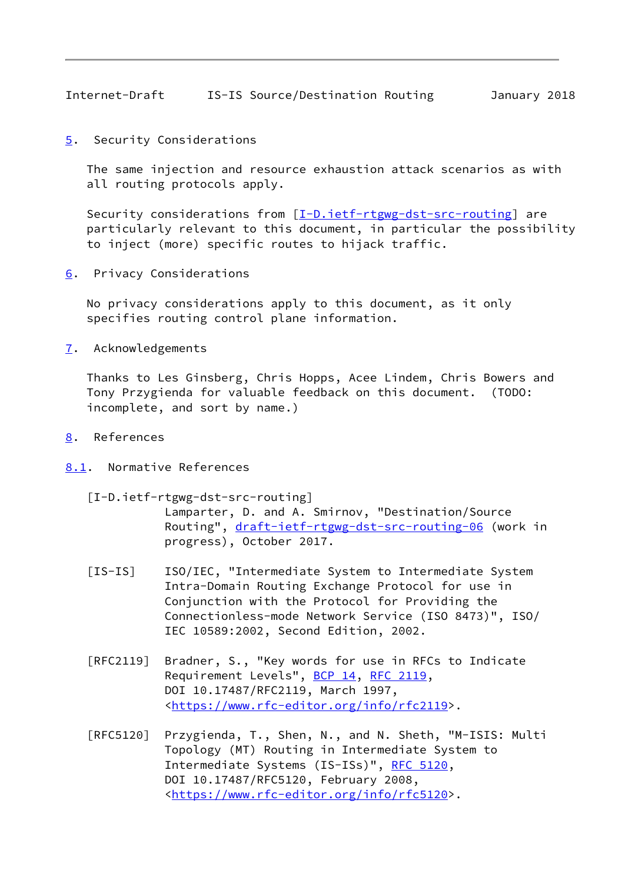## 5. Security Considerations

The same injection and resource exhaustion attack scenarios as with all routing protocols apply.

Security considerations from [I-D.ietf-rtgwg-dst-src-routing] are particularly relevant to this document, in particular the possibility to inject (more) specific routes to hijack traffic.

## 6. Privacy Considerations

No privacy considerations apply to this document, as it only specifies routing control plane information.

## 7. Acknowledgements

Thanks to Les Ginsberg, Chris Hopps, Acee Lindem, Chris Bowers and Tony Przygienda for valuable feedback on this document. (TODO: incomplete, and sort by name.)

## 8. References

### 8.1. Normative References

[I-D.ietf-rtgwg-dst-src-routing]
Lamparter, D. and A. Smirnov, "Destination/Source Routing", draft-ietf-rtgwg-dst-src-routing-06 (work in progress), October 2017.

[IS-IS] ISO/IEC, "Intermediate System to Intermediate System Intra-Domain Routing Exchange Protocol for use in Conjunction with the Protocol for Providing the Connectionless-mode Network Service (ISO 8473)", ISO/IEC 10589:2002, Second Edition, 2002.

[RFC2119] Bradner, S., "Key words for use in RFCs to Indicate Requirement Levels", BCP 14, RFC 2119, DOI 10.17487/RFC2119, March 1997, <https://www.rfc-editor.org/info/rfc2119>.

[RFC5120] Przygienda, T., Shen, N., and N. Sheth, "M-ISIS: Multi Topology (MT) Routing in Intermediate System to Intermediate Systems (IS-ISs)", RFC 5120, DOI 10.17487/RFC5120, February 2008, <https://www.rfc-editor.org/info/rfc5120>.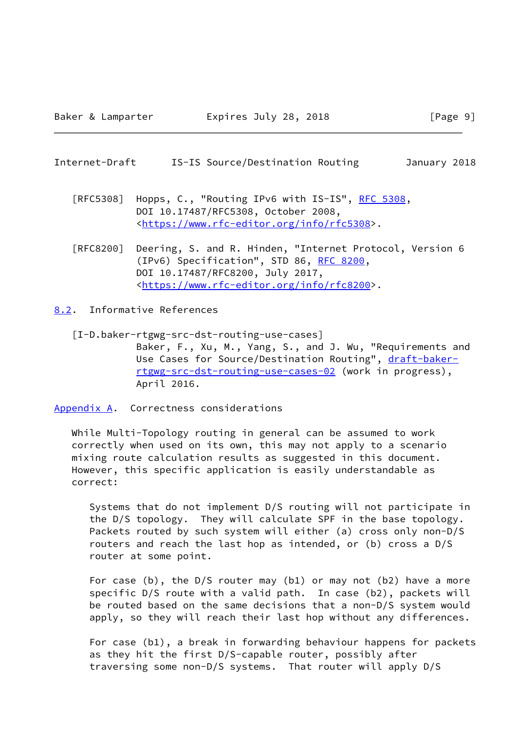[RFC5308] Hopps, C., "Routing IPv6 with IS-IS", RFC 5308, DOI 10.17487/RFC5308, October 2008, <https://www.rfc-editor.org/info/rfc5308>.

[RFC8200] Deering, S. and R. Hinden, "Internet Protocol, Version 6 (IPv6) Specification", STD 86, RFC 8200, DOI 10.17487/RFC8200, July 2017, <https://www.rfc-editor.org/info/rfc8200>.

### 8.2. Informative References

[I-D.baker-rtgwg-src-dst-routing-use-cases] Baker, F., Xu, M., Yang, S., and J. Wu, "Requirements and Use Cases for Source/Destination Routing", draft-baker-rtgwg-src-dst-routing-use-cases-02 (work in progress), April 2016.

## Appendix A. Correctness considerations

While Multi-Topology routing in general can be assumed to work correctly when used on its own, this may not apply to a scenario mixing route calculation results as suggested in this document. However, this specific application is easily understandable as correct:

> Systems that do not implement D/S routing will not participate in the D/S topology. They will calculate SPF in the base topology. Packets routed by such system will either (a) cross only non-D/S routers and reach the last hop as intended, or (b) cross a D/S router at some point.
>
> For case (b), the D/S router may (b1) or may not (b2) have a more specific D/S route with a valid path. In case (b2), packets will be routed based on the same decisions that a non-D/S system would apply, so they will reach their last hop without any differences.
>
> For case (b1), a break in forwarding behaviour happens for packets as they hit the first D/S-capable router, possibly after traversing some non-D/S systems. That router will apply D/S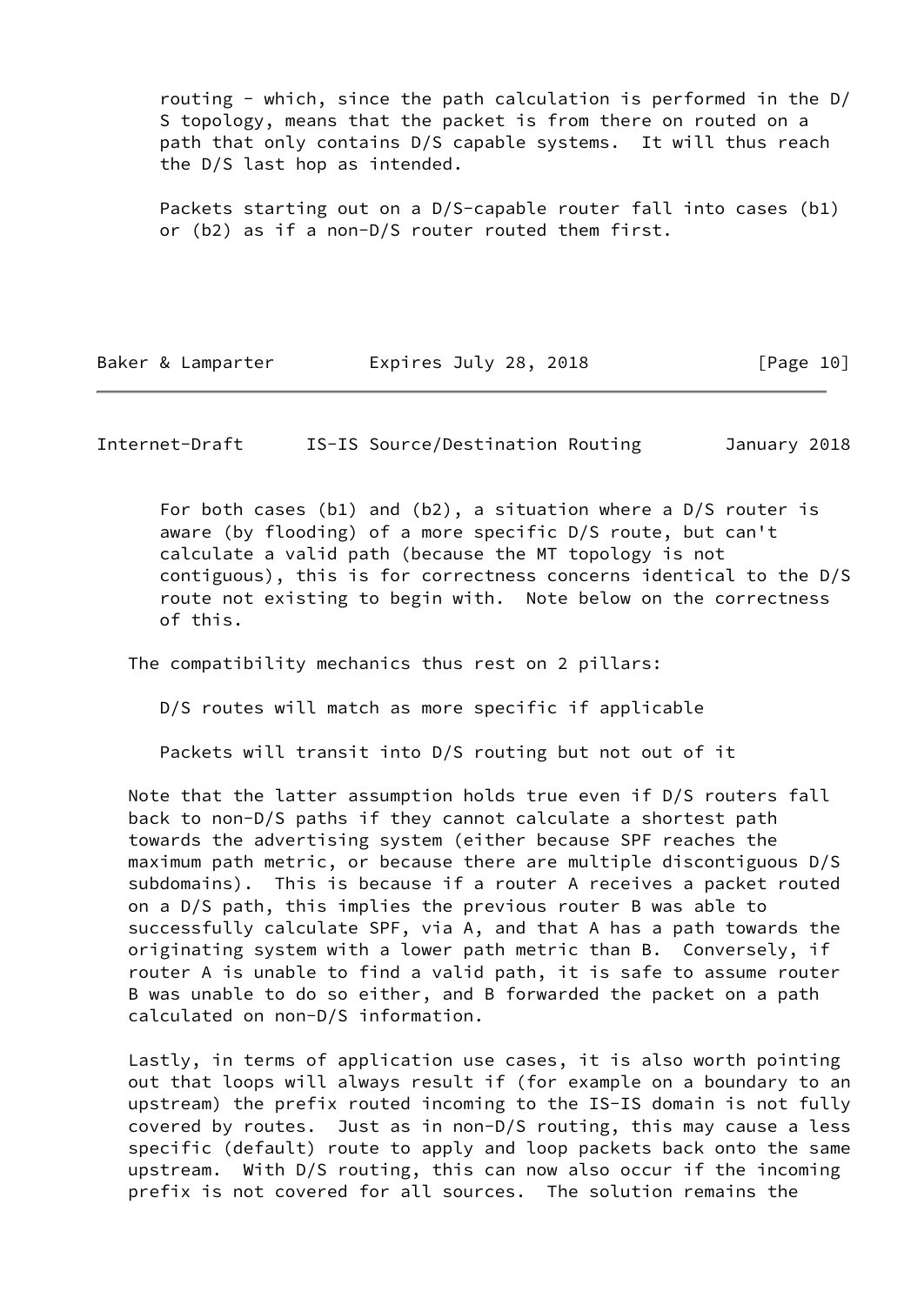routing - which, since the path calculation is performed in the D/S topology, means that the packet is from there on routed on a path that only contains D/S capable systems. It will thus reach the D/S last hop as intended.

Packets starting out on a D/S-capable router fall into cases (b1) or (b2) as if a non-D/S router routed them first.

For both cases (b1) and (b2), a situation where a D/S router is aware (by flooding) of a more specific D/S route, but can't calculate a valid path (because the MT topology is not contiguous), this is for correctness concerns identical to the D/S route not existing to begin with. Note below on the correctness of this.

The compatibility mechanics thus rest on 2 pillars:

D/S routes will match as more specific if applicable

Packets will transit into D/S routing but not out of it

Note that the latter assumption holds true even if D/S routers fall back to non-D/S paths if they cannot calculate a shortest path towards the advertising system (either because SPF reaches the maximum path metric, or because there are multiple discontiguous D/S subdomains). This is because if a router A receives a packet routed on a D/S path, this implies the previous router B was able to successfully calculate SPF, via A, and that A has a path towards the originating system with a lower path metric than B. Conversely, if router A is unable to find a valid path, it is safe to assume router B was unable to do so either, and B forwarded the packet on a path calculated on non-D/S information.

Lastly, in terms of application use cases, it is also worth pointing out that loops will always result if (for example on a boundary to an upstream) the prefix routed incoming to the IS-IS domain is not fully covered by routes. Just as in non-D/S routing, this may cause a less specific (default) route to apply and loop packets back onto the same upstream. With D/S routing, this can now also occur if the incoming prefix is not covered for all sources. The solution remains the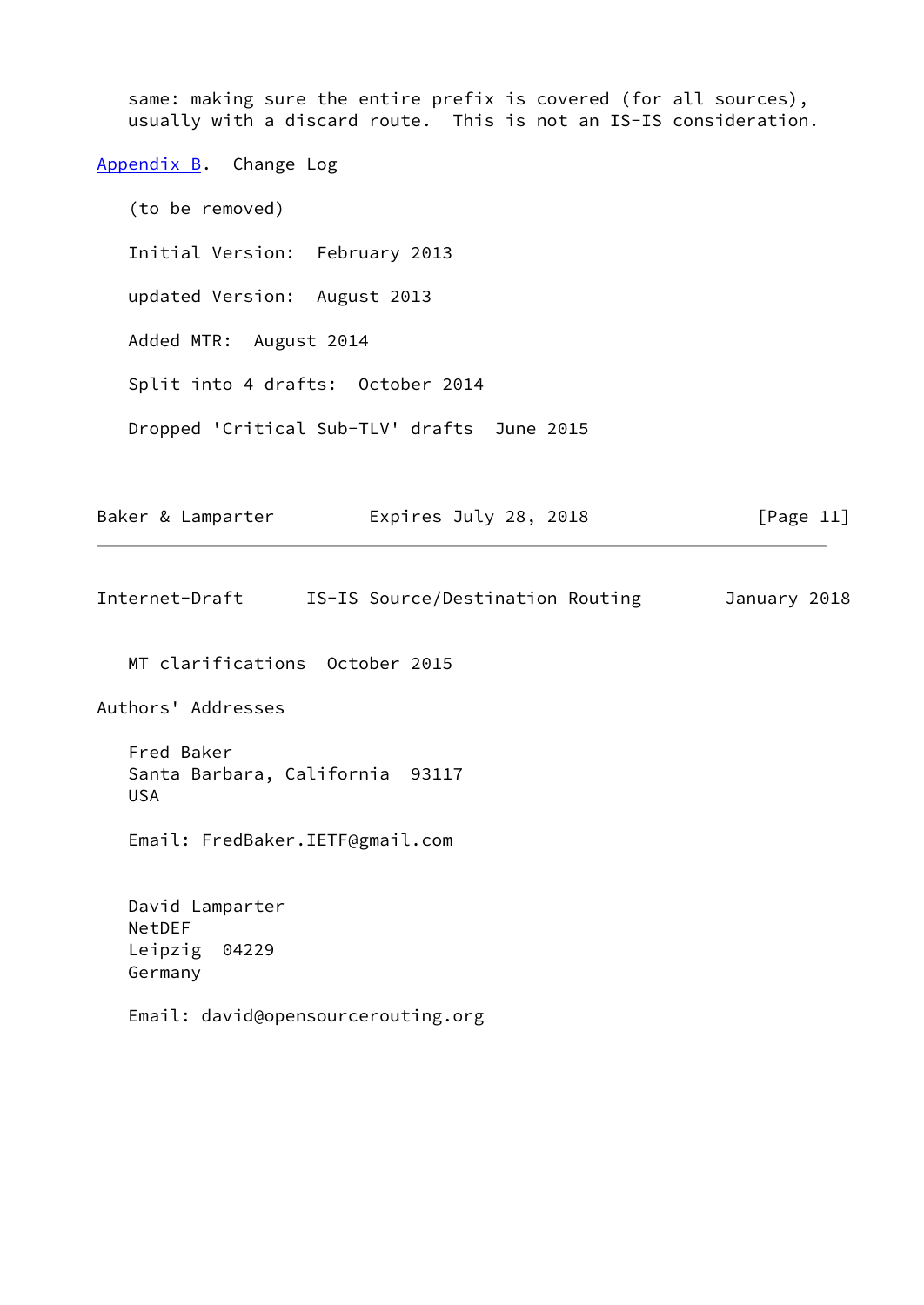same: making sure the entire prefix is covered (for all sources), usually with a discard route. This is not an IS-IS consideration.

## Appendix B. Change Log

(to be removed)

Initial Version: February 2013

updated Version: August 2013

Added MTR: August 2014

Split into 4 drafts: October 2014

Dropped 'Critical Sub-TLV' drafts June 2015

MT clarifications October 2015

## Authors' Addresses

Fred Baker
Santa Barbara, California 93117
USA

Email: FredBaker.IETF@gmail.com

David Lamparter
NetDEF
Leipzig 04229
Germany

Email: david@opensourcerouting.org